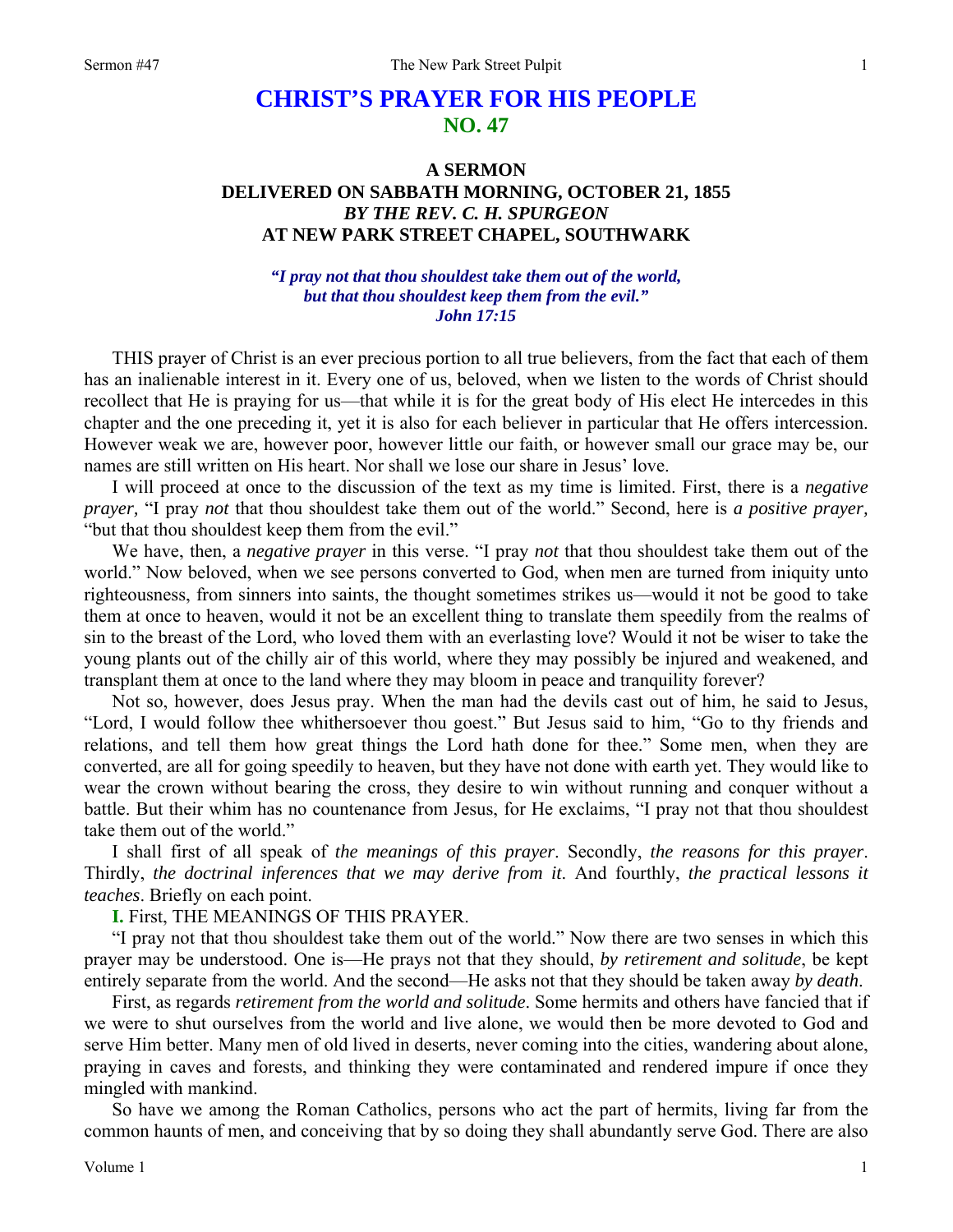# CHRIST'S PRAYER FOR HIS PEOPLE
## NO. 47

### A SERMON
### DELIVERED ON SABBATH MORNING, OCTOBER 21, 1855
### *BY THE REV. C. H. SPURGEON*
### AT NEW PARK STREET CHAPEL, SOUTHWARK

***"I pray not that thou shouldest take them out of the world, but that thou shouldest keep them from the evil."***
***John 17:15***

THIS prayer of Christ is an ever precious portion to all true believers, from the fact that each of them has an inalienable interest in it. Every one of us, beloved, when we listen to the words of Christ should recollect that He is praying for us—that while it is for the great body of His elect He intercedes in this chapter and the one preceding it, yet it is also for each believer in particular that He offers intercession. However weak we are, however poor, however little our faith, or however small our grace may be, our names are still written on His heart. Nor shall we lose our share in Jesus' love.

I will proceed at once to the discussion of the text as my time is limited. First, there is a *negative prayer,* "I pray *not* that thou shouldest take them out of the world." Second, here is *a positive prayer,* "but that thou shouldest keep them from the evil."

We have, then, a *negative prayer* in this verse. "I pray *not* that thou shouldest take them out of the world." Now beloved, when we see persons converted to God, when men are turned from iniquity unto righteousness, from sinners into saints, the thought sometimes strikes us—would it not be good to take them at once to heaven, would it not be an excellent thing to translate them speedily from the realms of sin to the breast of the Lord, who loved them with an everlasting love? Would it not be wiser to take the young plants out of the chilly air of this world, where they may possibly be injured and weakened, and transplant them at once to the land where they may bloom in peace and tranquility forever?

Not so, however, does Jesus pray. When the man had the devils cast out of him, he said to Jesus, "Lord, I would follow thee whithersoever thou goest." But Jesus said to him, "Go to thy friends and relations, and tell them how great things the Lord hath done for thee." Some men, when they are converted, are all for going speedily to heaven, but they have not done with earth yet. They would like to wear the crown without bearing the cross, they desire to win without running and conquer without a battle. But their whim has no countenance from Jesus, for He exclaims, "I pray not that thou shouldest take them out of the world."

I shall first of all speak of *the meanings of this prayer*. Secondly, *the reasons for this prayer*. Thirdly, *the doctrinal inferences that we may derive from it*. And fourthly, *the practical lessons it teaches*. Briefly on each point.

**I.** First, THE MEANINGS OF THIS PRAYER.

"I pray not that thou shouldest take them out of the world." Now there are two senses in which this prayer may be understood. One is—He prays not that they should, *by retirement and solitude*, be kept entirely separate from the world. And the second—He asks not that they should be taken away *by death*.

First, as regards *retirement from the world and solitude*. Some hermits and others have fancied that if we were to shut ourselves from the world and live alone, we would then be more devoted to God and serve Him better. Many men of old lived in deserts, never coming into the cities, wandering about alone, praying in caves and forests, and thinking they were contaminated and rendered impure if once they mingled with mankind.

So have we among the Roman Catholics, persons who act the part of hermits, living far from the common haunts of men, and conceiving that by so doing they shall abundantly serve God. There are also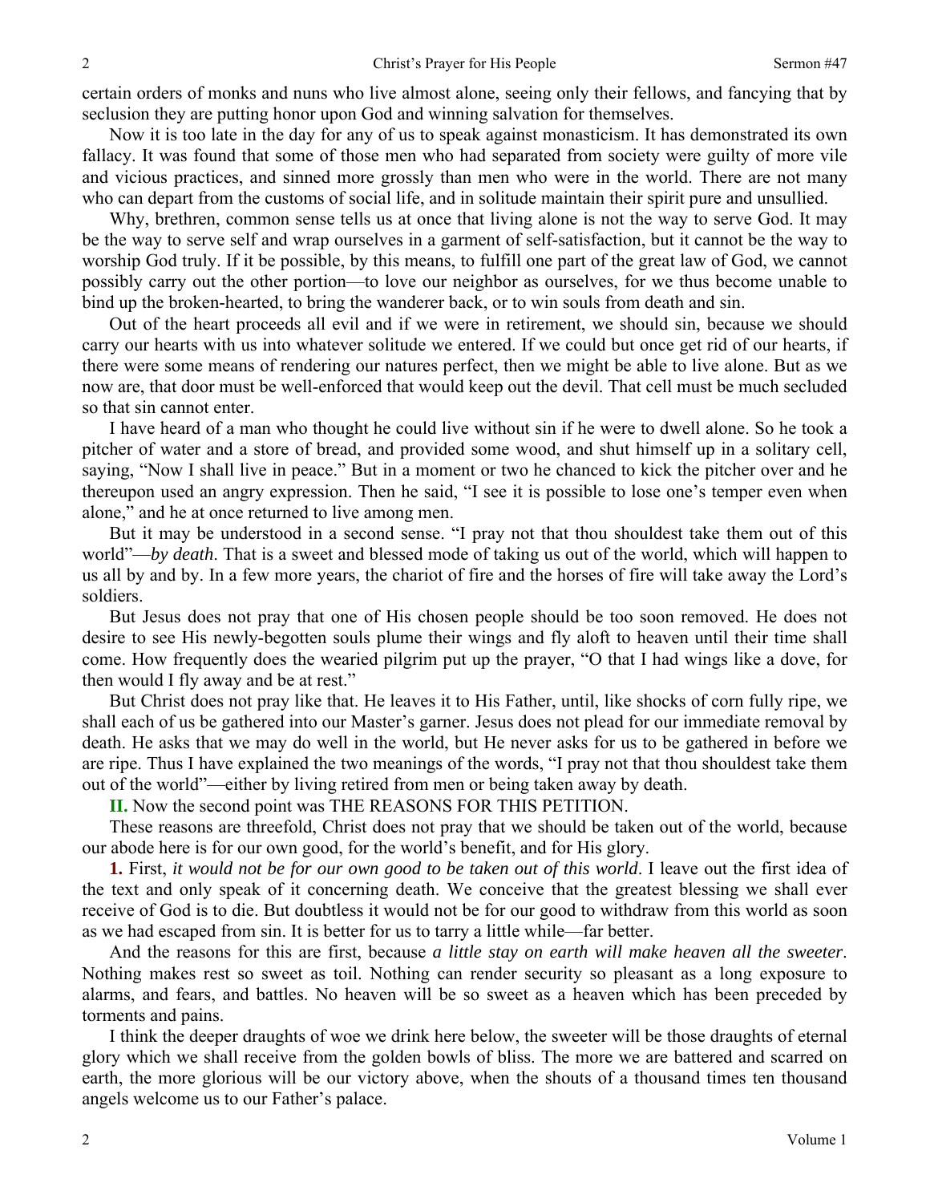certain orders of monks and nuns who live almost alone, seeing only their fellows, and fancying that by seclusion they are putting honor upon God and winning salvation for themselves.

Now it is too late in the day for any of us to speak against monasticism. It has demonstrated its own fallacy. It was found that some of those men who had separated from society were guilty of more vile and vicious practices, and sinned more grossly than men who were in the world. There are not many who can depart from the customs of social life, and in solitude maintain their spirit pure and unsullied.

Why, brethren, common sense tells us at once that living alone is not the way to serve God. It may be the way to serve self and wrap ourselves in a garment of self-satisfaction, but it cannot be the way to worship God truly. If it be possible, by this means, to fulfill one part of the great law of God, we cannot possibly carry out the other portion—to love our neighbor as ourselves, for we thus become unable to bind up the broken-hearted, to bring the wanderer back, or to win souls from death and sin.

Out of the heart proceeds all evil and if we were in retirement, we should sin, because we should carry our hearts with us into whatever solitude we entered. If we could but once get rid of our hearts, if there were some means of rendering our natures perfect, then we might be able to live alone. But as we now are, that door must be well-enforced that would keep out the devil. That cell must be much secluded so that sin cannot enter.

I have heard of a man who thought he could live without sin if he were to dwell alone. So he took a pitcher of water and a store of bread, and provided some wood, and shut himself up in a solitary cell, saying, "Now I shall live in peace." But in a moment or two he chanced to kick the pitcher over and he thereupon used an angry expression. Then he said, "I see it is possible to lose one's temper even when alone," and he at once returned to live among men.

But it may be understood in a second sense. "I pray not that thou shouldest take them out of this world"—*by death*. That is a sweet and blessed mode of taking us out of the world, which will happen to us all by and by. In a few more years, the chariot of fire and the horses of fire will take away the Lord's soldiers.

But Jesus does not pray that one of His chosen people should be too soon removed. He does not desire to see His newly-begotten souls plume their wings and fly aloft to heaven until their time shall come. How frequently does the wearied pilgrim put up the prayer, "O that I had wings like a dove, for then would I fly away and be at rest."

But Christ does not pray like that. He leaves it to His Father, until, like shocks of corn fully ripe, we shall each of us be gathered into our Master's garner. Jesus does not plead for our immediate removal by death. He asks that we may do well in the world, but He never asks for us to be gathered in before we are ripe. Thus I have explained the two meanings of the words, "I pray not that thou shouldest take them out of the world"—either by living retired from men or being taken away by death.

**II.** Now the second point was THE REASONS FOR THIS PETITION.

These reasons are threefold, Christ does not pray that we should be taken out of the world, because our abode here is for our own good, for the world's benefit, and for His glory.

**1.** First, *it would not be for our own good to be taken out of this world*. I leave out the first idea of the text and only speak of it concerning death. We conceive that the greatest blessing we shall ever receive of God is to die. But doubtless it would not be for our good to withdraw from this world as soon as we had escaped from sin. It is better for us to tarry a little while—far better.

And the reasons for this are first, because *a little stay on earth will make heaven all the sweeter*. Nothing makes rest so sweet as toil. Nothing can render security so pleasant as a long exposure to alarms, and fears, and battles. No heaven will be so sweet as a heaven which has been preceded by torments and pains.

I think the deeper draughts of woe we drink here below, the sweeter will be those draughts of eternal glory which we shall receive from the golden bowls of bliss. The more we are battered and scarred on earth, the more glorious will be our victory above, when the shouts of a thousand times ten thousand angels welcome us to our Father's palace.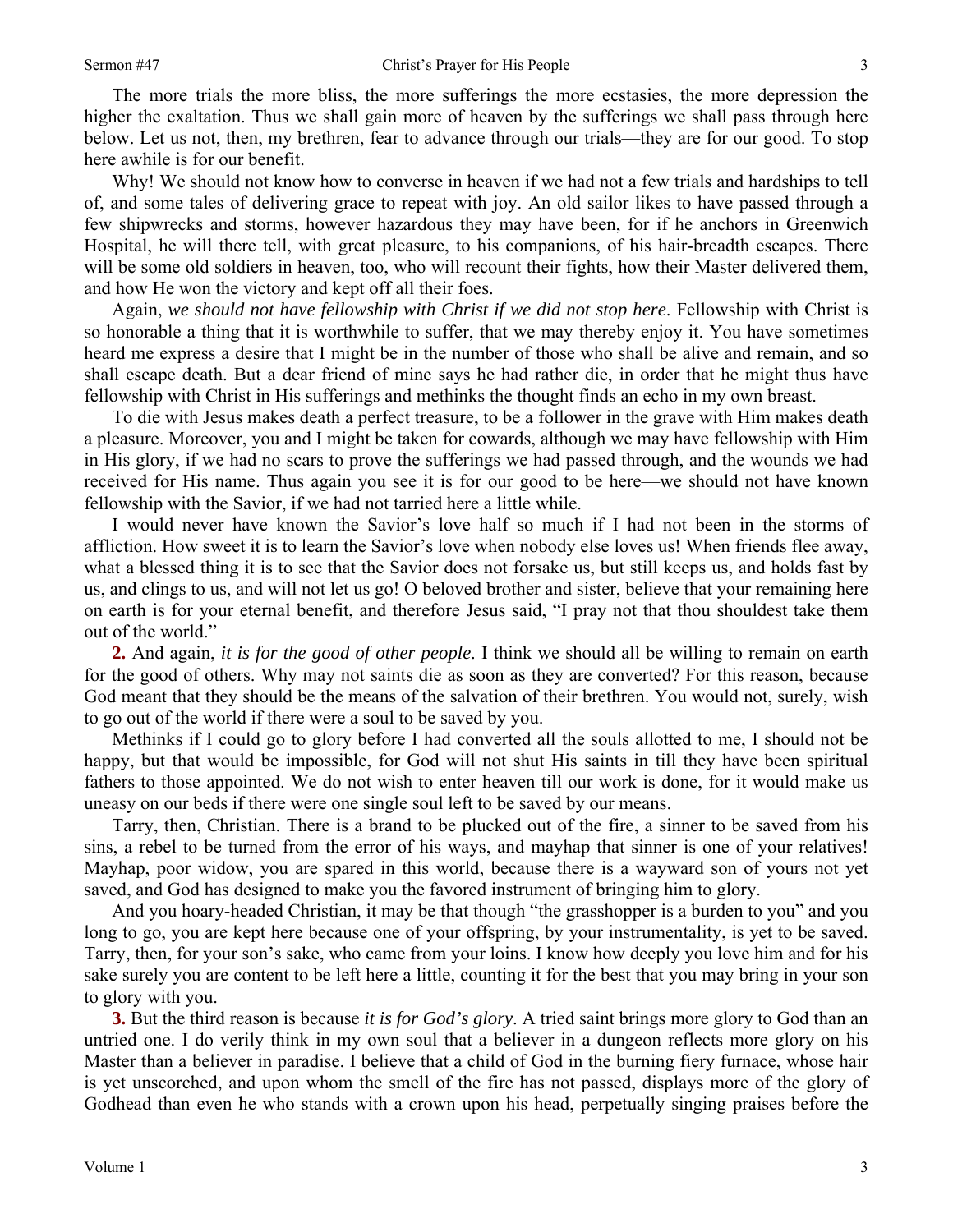The more trials the more bliss, the more sufferings the more ecstasies, the more depression the higher the exaltation. Thus we shall gain more of heaven by the sufferings we shall pass through here below. Let us not, then, my brethren, fear to advance through our trials—they are for our good. To stop here awhile is for our benefit.

Why! We should not know how to converse in heaven if we had not a few trials and hardships to tell of, and some tales of delivering grace to repeat with joy. An old sailor likes to have passed through a few shipwrecks and storms, however hazardous they may have been, for if he anchors in Greenwich Hospital, he will there tell, with great pleasure, to his companions, of his hair-breadth escapes. There will be some old soldiers in heaven, too, who will recount their fights, how their Master delivered them, and how He won the victory and kept off all their foes.

Again, *we should not have fellowship with Christ if we did not stop here*. Fellowship with Christ is so honorable a thing that it is worthwhile to suffer, that we may thereby enjoy it. You have sometimes heard me express a desire that I might be in the number of those who shall be alive and remain, and so shall escape death. But a dear friend of mine says he had rather die, in order that he might thus have fellowship with Christ in His sufferings and methinks the thought finds an echo in my own breast.

To die with Jesus makes death a perfect treasure, to be a follower in the grave with Him makes death a pleasure. Moreover, you and I might be taken for cowards, although we may have fellowship with Him in His glory, if we had no scars to prove the sufferings we had passed through, and the wounds we had received for His name. Thus again you see it is for our good to be here—we should not have known fellowship with the Savior, if we had not tarried here a little while.

I would never have known the Savior's love half so much if I had not been in the storms of affliction. How sweet it is to learn the Savior's love when nobody else loves us! When friends flee away, what a blessed thing it is to see that the Savior does not forsake us, but still keeps us, and holds fast by us, and clings to us, and will not let us go! O beloved brother and sister, believe that your remaining here on earth is for your eternal benefit, and therefore Jesus said, "I pray not that thou shouldest take them out of the world."

**2.** And again, *it is for the good of other people*. I think we should all be willing to remain on earth for the good of others. Why may not saints die as soon as they are converted? For this reason, because God meant that they should be the means of the salvation of their brethren. You would not, surely, wish to go out of the world if there were a soul to be saved by you.

Methinks if I could go to glory before I had converted all the souls allotted to me, I should not be happy, but that would be impossible, for God will not shut His saints in till they have been spiritual fathers to those appointed. We do not wish to enter heaven till our work is done, for it would make us uneasy on our beds if there were one single soul left to be saved by our means.

Tarry, then, Christian. There is a brand to be plucked out of the fire, a sinner to be saved from his sins, a rebel to be turned from the error of his ways, and mayhap that sinner is one of your relatives! Mayhap, poor widow, you are spared in this world, because there is a wayward son of yours not yet saved, and God has designed to make you the favored instrument of bringing him to glory.

And you hoary-headed Christian, it may be that though "the grasshopper is a burden to you" and you long to go, you are kept here because one of your offspring, by your instrumentality, is yet to be saved. Tarry, then, for your son's sake, who came from your loins. I know how deeply you love him and for his sake surely you are content to be left here a little, counting it for the best that you may bring in your son to glory with you.

**3.** But the third reason is because *it is for God's glory*. A tried saint brings more glory to God than an untried one. I do verily think in my own soul that a believer in a dungeon reflects more glory on his Master than a believer in paradise. I believe that a child of God in the burning fiery furnace, whose hair is yet unscorched, and upon whom the smell of the fire has not passed, displays more of the glory of Godhead than even he who stands with a crown upon his head, perpetually singing praises before the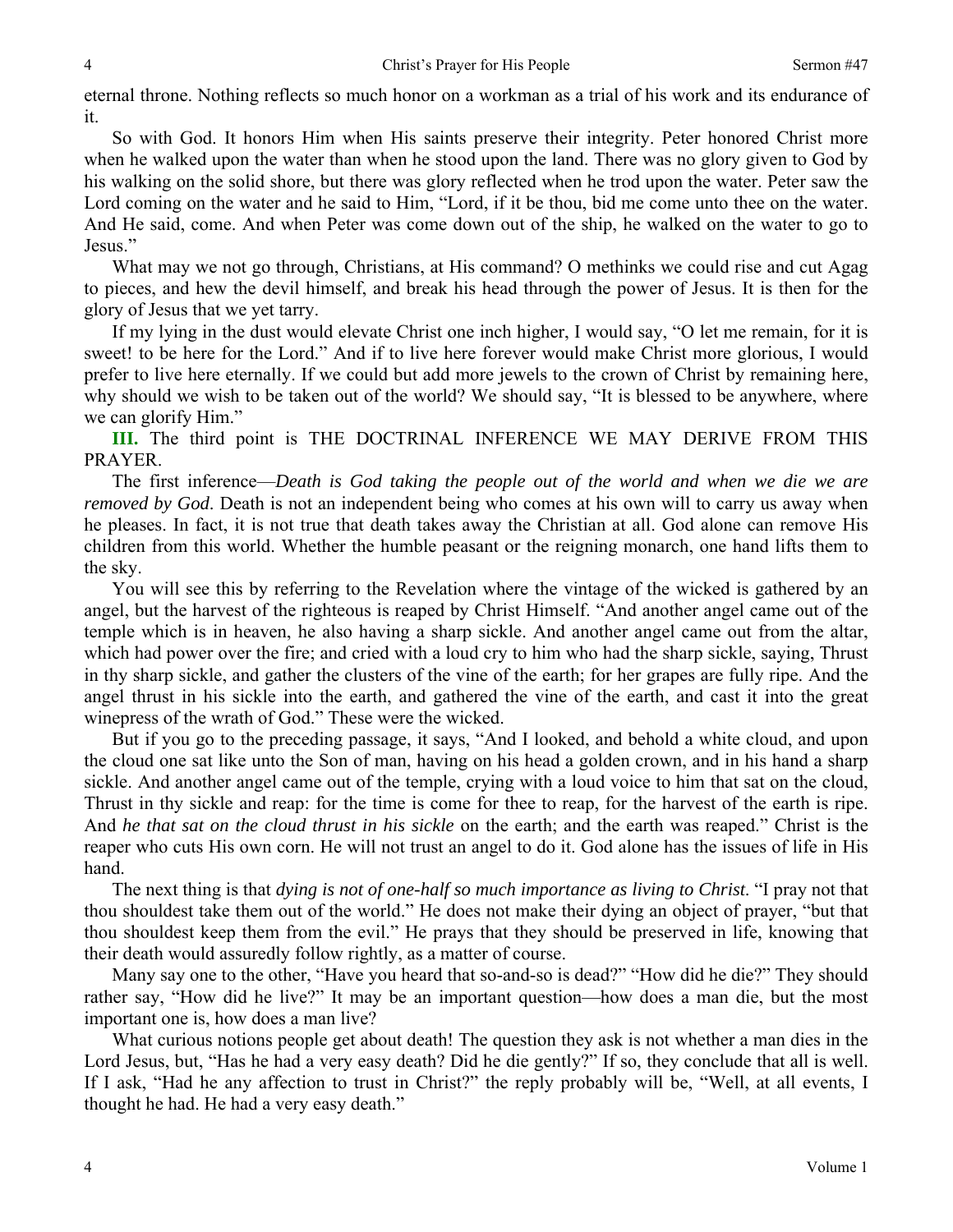eternal throne. Nothing reflects so much honor on a workman as a trial of his work and its endurance of it.

So with God. It honors Him when His saints preserve their integrity. Peter honored Christ more when he walked upon the water than when he stood upon the land. There was no glory given to God by his walking on the solid shore, but there was glory reflected when he trod upon the water. Peter saw the Lord coming on the water and he said to Him, "Lord, if it be thou, bid me come unto thee on the water. And He said, come. And when Peter was come down out of the ship, he walked on the water to go to Jesus."

What may we not go through, Christians, at His command? O methinks we could rise and cut Agag to pieces, and hew the devil himself, and break his head through the power of Jesus. It is then for the glory of Jesus that we yet tarry.

If my lying in the dust would elevate Christ one inch higher, I would say, "O let me remain, for it is sweet! to be here for the Lord." And if to live here forever would make Christ more glorious, I would prefer to live here eternally. If we could but add more jewels to the crown of Christ by remaining here, why should we wish to be taken out of the world? We should say, "It is blessed to be anywhere, where we can glorify Him."

**III.** The third point is THE DOCTRINAL INFERENCE WE MAY DERIVE FROM THIS PRAYER.

The first inference—*Death is God taking the people out of the world and when we die we are removed by God*. Death is not an independent being who comes at his own will to carry us away when he pleases. In fact, it is not true that death takes away the Christian at all. God alone can remove His children from this world. Whether the humble peasant or the reigning monarch, one hand lifts them to the sky.

You will see this by referring to the Revelation where the vintage of the wicked is gathered by an angel, but the harvest of the righteous is reaped by Christ Himself. "And another angel came out of the temple which is in heaven, he also having a sharp sickle. And another angel came out from the altar, which had power over the fire; and cried with a loud cry to him who had the sharp sickle, saying, Thrust in thy sharp sickle, and gather the clusters of the vine of the earth; for her grapes are fully ripe. And the angel thrust in his sickle into the earth, and gathered the vine of the earth, and cast it into the great winepress of the wrath of God." These were the wicked.

But if you go to the preceding passage, it says, "And I looked, and behold a white cloud, and upon the cloud one sat like unto the Son of man, having on his head a golden crown, and in his hand a sharp sickle. And another angel came out of the temple, crying with a loud voice to him that sat on the cloud, Thrust in thy sickle and reap: for the time is come for thee to reap, for the harvest of the earth is ripe. And *he that sat on the cloud thrust in his sickle* on the earth; and the earth was reaped." Christ is the reaper who cuts His own corn. He will not trust an angel to do it. God alone has the issues of life in His hand.

The next thing is that *dying is not of one-half so much importance as living to Christ*. "I pray not that thou shouldest take them out of the world." He does not make their dying an object of prayer, "but that thou shouldest keep them from the evil." He prays that they should be preserved in life, knowing that their death would assuredly follow rightly, as a matter of course.

Many say one to the other, "Have you heard that so-and-so is dead?" "How did he die?" They should rather say, "How did he live?" It may be an important question—how does a man die, but the most important one is, how does a man live?

What curious notions people get about death! The question they ask is not whether a man dies in the Lord Jesus, but, "Has he had a very easy death? Did he die gently?" If so, they conclude that all is well. If I ask, "Had he any affection to trust in Christ?" the reply probably will be, "Well, at all events, I thought he had. He had a very easy death."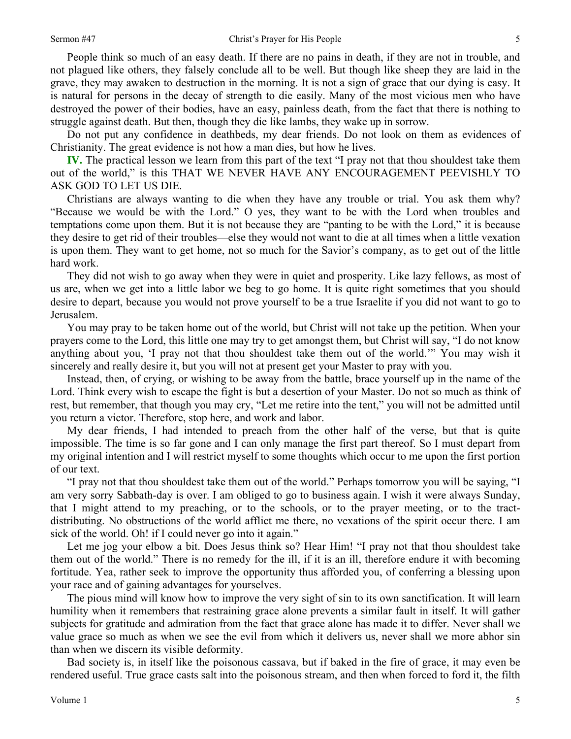People think so much of an easy death. If there are no pains in death, if they are not in trouble, and not plagued like others, they falsely conclude all to be well. But though like sheep they are laid in the grave, they may awaken to destruction in the morning. It is not a sign of grace that our dying is easy. It is natural for persons in the decay of strength to die easily. Many of the most vicious men who have destroyed the power of their bodies, have an easy, painless death, from the fact that there is nothing to struggle against death. But then, though they die like lambs, they wake up in sorrow.

Do not put any confidence in deathbeds, my dear friends. Do not look on them as evidences of Christianity. The great evidence is not how a man dies, but how he lives.

**IV.** The practical lesson we learn from this part of the text "I pray not that thou shouldest take them out of the world," is this THAT WE NEVER HAVE ANY ENCOURAGEMENT PEEVISHLY TO ASK GOD TO LET US DIE.

Christians are always wanting to die when they have any trouble or trial. You ask them why? "Because we would be with the Lord." O yes, they want to be with the Lord when troubles and temptations come upon them. But it is not because they are "panting to be with the Lord," it is because they desire to get rid of their troubles—else they would not want to die at all times when a little vexation is upon them. They want to get home, not so much for the Savior's company, as to get out of the little hard work.

They did not wish to go away when they were in quiet and prosperity. Like lazy fellows, as most of us are, when we get into a little labor we beg to go home. It is quite right sometimes that you should desire to depart, because you would not prove yourself to be a true Israelite if you did not want to go to Jerusalem.

You may pray to be taken home out of the world, but Christ will not take up the petition. When your prayers come to the Lord, this little one may try to get amongst them, but Christ will say, "I do not know anything about you, 'I pray not that thou shouldest take them out of the world.'" You may wish it sincerely and really desire it, but you will not at present get your Master to pray with you.

Instead, then, of crying, or wishing to be away from the battle, brace yourself up in the name of the Lord. Think every wish to escape the fight is but a desertion of your Master. Do not so much as think of rest, but remember, that though you may cry, "Let me retire into the tent," you will not be admitted until you return a victor. Therefore, stop here, and work and labor.

My dear friends, I had intended to preach from the other half of the verse, but that is quite impossible. The time is so far gone and I can only manage the first part thereof. So I must depart from my original intention and I will restrict myself to some thoughts which occur to me upon the first portion of our text.

"I pray not that thou shouldest take them out of the world." Perhaps tomorrow you will be saying, "I am very sorry Sabbath-day is over. I am obliged to go to business again. I wish it were always Sunday, that I might attend to my preaching, or to the schools, or to the prayer meeting, or to the tract-distributing. No obstructions of the world afflict me there, no vexations of the spirit occur there. I am sick of the world. Oh! if I could never go into it again."

Let me jog your elbow a bit. Does Jesus think so? Hear Him! "I pray not that thou shouldest take them out of the world." There is no remedy for the ill, if it is an ill, therefore endure it with becoming fortitude. Yea, rather seek to improve the opportunity thus afforded you, of conferring a blessing upon your race and of gaining advantages for yourselves.

The pious mind will know how to improve the very sight of sin to its own sanctification. It will learn humility when it remembers that restraining grace alone prevents a similar fault in itself. It will gather subjects for gratitude and admiration from the fact that grace alone has made it to differ. Never shall we value grace so much as when we see the evil from which it delivers us, never shall we more abhor sin than when we discern its visible deformity.

Bad society is, in itself like the poisonous cassava, but if baked in the fire of grace, it may even be rendered useful. True grace casts salt into the poisonous stream, and then when forced to ford it, the filth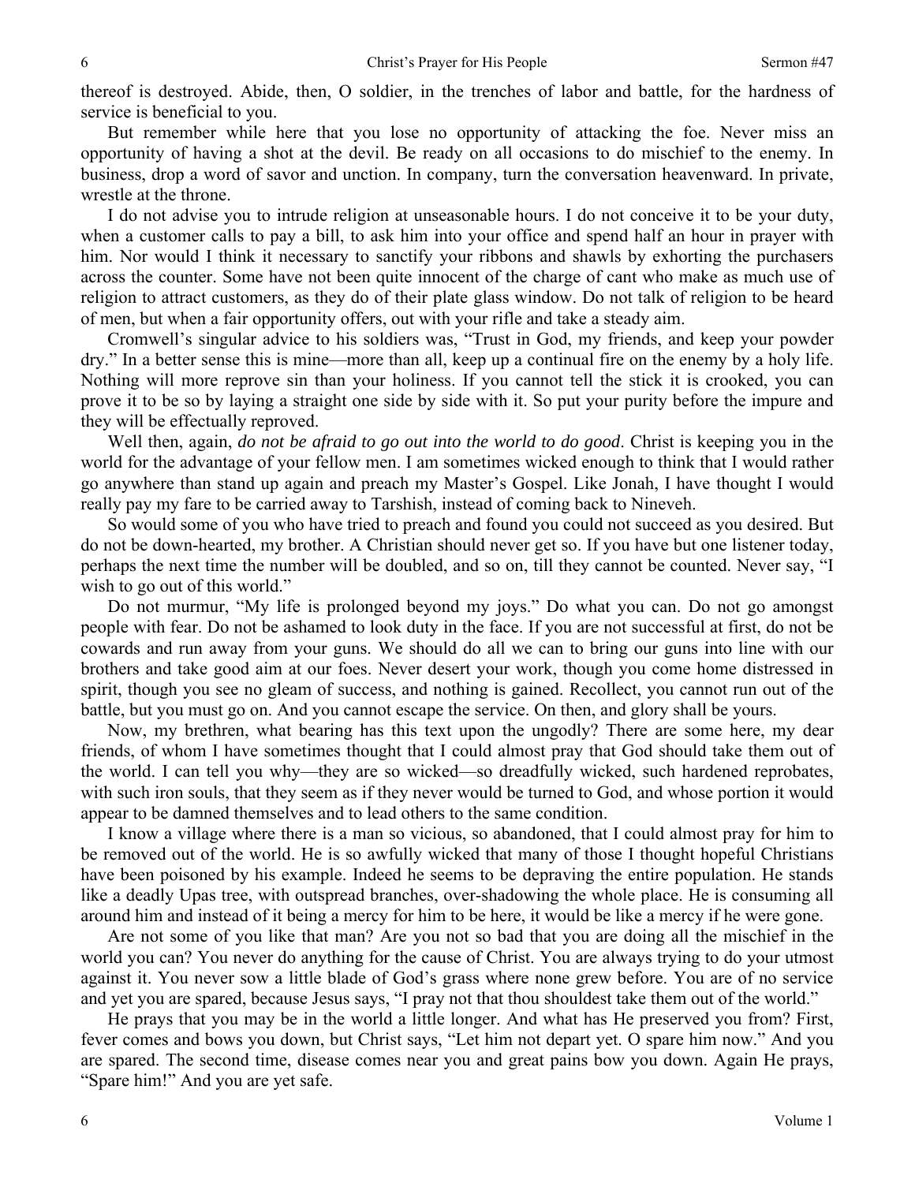thereof is destroyed. Abide, then, O soldier, in the trenches of labor and battle, for the hardness of service is beneficial to you.

But remember while here that you lose no opportunity of attacking the foe. Never miss an opportunity of having a shot at the devil. Be ready on all occasions to do mischief to the enemy. In business, drop a word of savor and unction. In company, turn the conversation heavenward. In private, wrestle at the throne.

I do not advise you to intrude religion at unseasonable hours. I do not conceive it to be your duty, when a customer calls to pay a bill, to ask him into your office and spend half an hour in prayer with him. Nor would I think it necessary to sanctify your ribbons and shawls by exhorting the purchasers across the counter. Some have not been quite innocent of the charge of cant who make as much use of religion to attract customers, as they do of their plate glass window. Do not talk of religion to be heard of men, but when a fair opportunity offers, out with your rifle and take a steady aim.

Cromwell's singular advice to his soldiers was, "Trust in God, my friends, and keep your powder dry." In a better sense this is mine—more than all, keep up a continual fire on the enemy by a holy life. Nothing will more reprove sin than your holiness. If you cannot tell the stick it is crooked, you can prove it to be so by laying a straight one side by side with it. So put your purity before the impure and they will be effectually reproved.

Well then, again, *do not be afraid to go out into the world to do good*. Christ is keeping you in the world for the advantage of your fellow men. I am sometimes wicked enough to think that I would rather go anywhere than stand up again and preach my Master's Gospel. Like Jonah, I have thought I would really pay my fare to be carried away to Tarshish, instead of coming back to Nineveh.

So would some of you who have tried to preach and found you could not succeed as you desired. But do not be down-hearted, my brother. A Christian should never get so. If you have but one listener today, perhaps the next time the number will be doubled, and so on, till they cannot be counted. Never say, "I wish to go out of this world."

Do not murmur, "My life is prolonged beyond my joys." Do what you can. Do not go amongst people with fear. Do not be ashamed to look duty in the face. If you are not successful at first, do not be cowards and run away from your guns. We should do all we can to bring our guns into line with our brothers and take good aim at our foes. Never desert your work, though you come home distressed in spirit, though you see no gleam of success, and nothing is gained. Recollect, you cannot run out of the battle, but you must go on. And you cannot escape the service. On then, and glory shall be yours.

Now, my brethren, what bearing has this text upon the ungodly? There are some here, my dear friends, of whom I have sometimes thought that I could almost pray that God should take them out of the world. I can tell you why—they are so wicked—so dreadfully wicked, such hardened reprobates, with such iron souls, that they seem as if they never would be turned to God, and whose portion it would appear to be damned themselves and to lead others to the same condition.

I know a village where there is a man so vicious, so abandoned, that I could almost pray for him to be removed out of the world. He is so awfully wicked that many of those I thought hopeful Christians have been poisoned by his example. Indeed he seems to be depraving the entire population. He stands like a deadly Upas tree, with outspread branches, over-shadowing the whole place. He is consuming all around him and instead of it being a mercy for him to be here, it would be like a mercy if he were gone.

Are not some of you like that man? Are you not so bad that you are doing all the mischief in the world you can? You never do anything for the cause of Christ. You are always trying to do your utmost against it. You never sow a little blade of God's grass where none grew before. You are of no service and yet you are spared, because Jesus says, "I pray not that thou shouldest take them out of the world."

He prays that you may be in the world a little longer. And what has He preserved you from? First, fever comes and bows you down, but Christ says, "Let him not depart yet. O spare him now." And you are spared. The second time, disease comes near you and great pains bow you down. Again He prays, "Spare him!" And you are yet safe.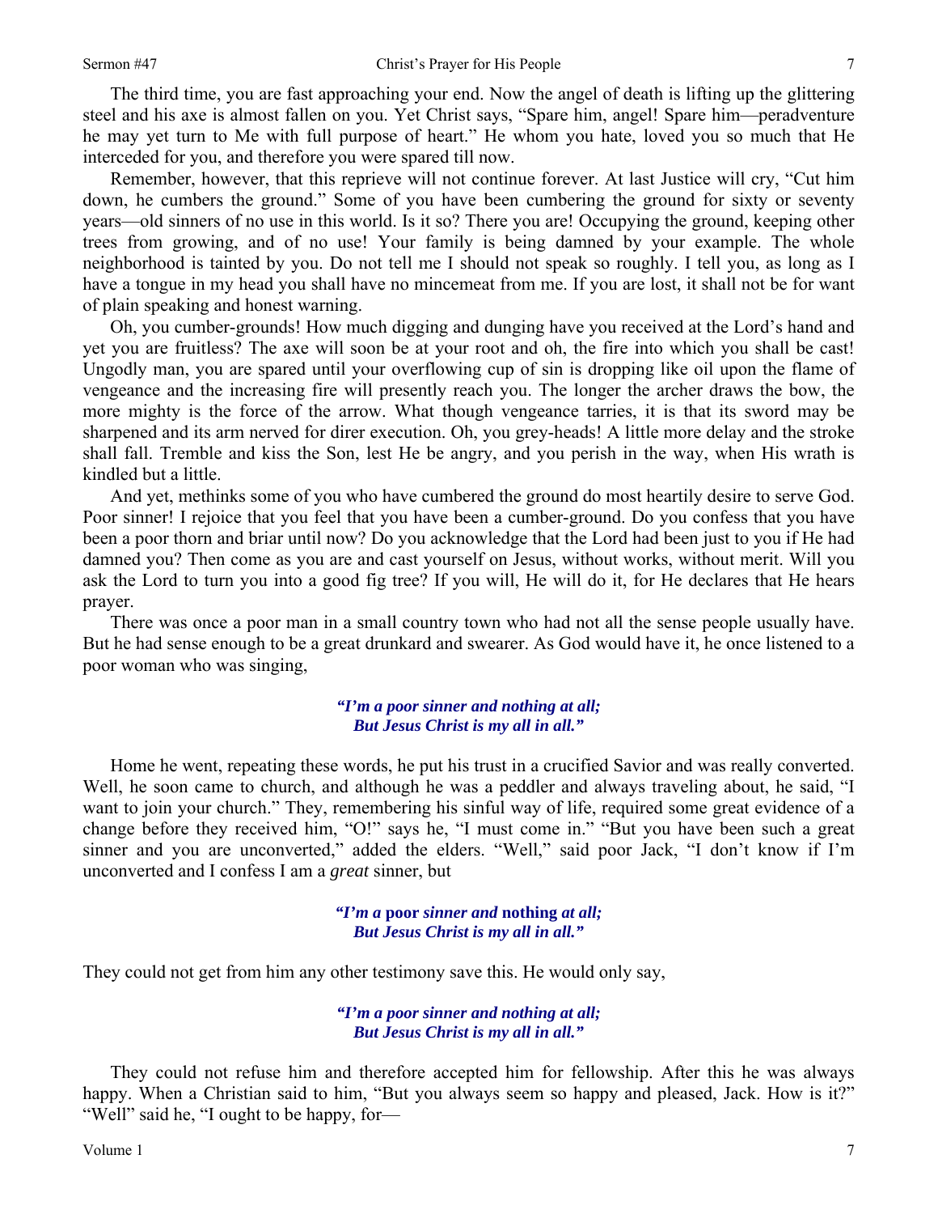The third time, you are fast approaching your end. Now the angel of death is lifting up the glittering steel and his axe is almost fallen on you. Yet Christ says, "Spare him, angel! Spare him—peradventure he may yet turn to Me with full purpose of heart." He whom you hate, loved you so much that He interceded for you, and therefore you were spared till now.

Remember, however, that this reprieve will not continue forever. At last Justice will cry, "Cut him down, he cumbers the ground." Some of you have been cumbering the ground for sixty or seventy years—old sinners of no use in this world. Is it so? There you are! Occupying the ground, keeping other trees from growing, and of no use! Your family is being damned by your example. The whole neighborhood is tainted by you. Do not tell me I should not speak so roughly. I tell you, as long as I have a tongue in my head you shall have no mincemeat from me. If you are lost, it shall not be for want of plain speaking and honest warning.

Oh, you cumber-grounds! How much digging and dunging have you received at the Lord's hand and yet you are fruitless? The axe will soon be at your root and oh, the fire into which you shall be cast! Ungodly man, you are spared until your overflowing cup of sin is dropping like oil upon the flame of vengeance and the increasing fire will presently reach you. The longer the archer draws the bow, the more mighty is the force of the arrow. What though vengeance tarries, it is that its sword may be sharpened and its arm nerved for direr execution. Oh, you grey-heads! A little more delay and the stroke shall fall. Tremble and kiss the Son, lest He be angry, and you perish in the way, when His wrath is kindled but a little.

And yet, methinks some of you who have cumbered the ground do most heartily desire to serve God. Poor sinner! I rejoice that you feel that you have been a cumber-ground. Do you confess that you have been a poor thorn and briar until now? Do you acknowledge that the Lord had been just to you if He had damned you? Then come as you are and cast yourself on Jesus, without works, without merit. Will you ask the Lord to turn you into a good fig tree? If you will, He will do it, for He declares that He hears prayer.

There was once a poor man in a small country town who had not all the sense people usually have. But he had sense enough to be a great drunkard and swearer. As God would have it, he once listened to a poor woman who was singing,

> ***"I'm a poor sinner and nothing at all;***
> ***But Jesus Christ is my all in all."***

Home he went, repeating these words, he put his trust in a crucified Savior and was really converted. Well, he soon came to church, and although he was a peddler and always traveling about, he said, "I want to join your church." They, remembering his sinful way of life, required some great evidence of a change before they received him, "O!" says he, "I must come in." "But you have been such a great sinner and you are unconverted," added the elders. "Well," said poor Jack, "I don't know if I'm unconverted and I confess I am a *great* sinner, but

> ***"I'm a* poor *sinner and* nothing *at all;***
> ***But Jesus Christ is my all in all."***

They could not get from him any other testimony save this. He would only say,

> ***"I'm a poor sinner and nothing at all;***
> ***But Jesus Christ is my all in all."***

They could not refuse him and therefore accepted him for fellowship. After this he was always happy. When a Christian said to him, "But you always seem so happy and pleased, Jack. How is it?" "Well" said he, "I ought to be happy, for—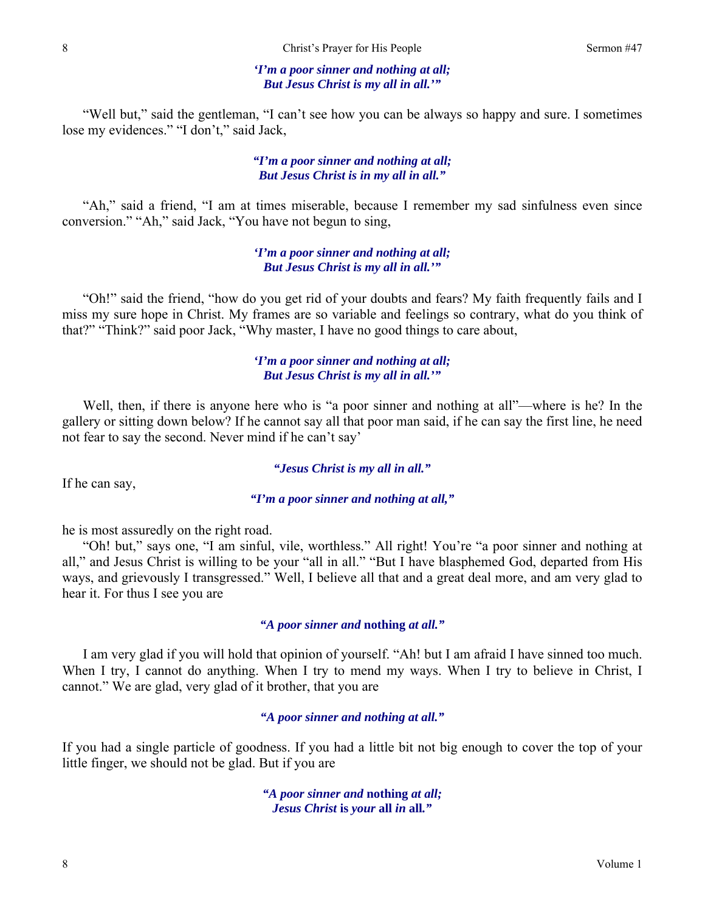*'I'm a poor sinner and nothing at all;*
*But Jesus Christ is my all in all.'"*

"Well but," said the gentleman, "I can't see how you can be always so happy and sure. I sometimes lose my evidences." "I don't," said Jack,

*"I'm a poor sinner and nothing at all;*
*But Jesus Christ is in my all in all."*

"Ah," said a friend, "I am at times miserable, because I remember my sad sinfulness even since conversion." "Ah," said Jack, "You have not begun to sing,

*'I'm a poor sinner and nothing at all;*
*But Jesus Christ is my all in all.'"*

"Oh!" said the friend, "how do you get rid of your doubts and fears? My faith frequently fails and I miss my sure hope in Christ. My frames are so variable and feelings so contrary, what do you think of that?" "Think?" said poor Jack, "Why master, I have no good things to care about,

*'I'm a poor sinner and nothing at all;*
*But Jesus Christ is my all in all.'"*

Well, then, if there is anyone here who is "a poor sinner and nothing at all"—where is he? In the gallery or sitting down below? If he cannot say all that poor man said, if he can say the first line, he need not fear to say the second. Never mind if he can't say'

*"Jesus Christ is my all in all."*

If he can say,

*"I'm a poor sinner and nothing at all,"*

he is most assuredly on the right road.

"Oh! but," says one, "I am sinful, vile, worthless." All right! You're "a poor sinner and nothing at all," and Jesus Christ is willing to be your "all in all." "But I have blasphemed God, departed from His ways, and grievously I transgressed." Well, I believe all that and a great deal more, and am very glad to hear it. For thus I see you are

*"A poor sinner and* **nothing** *at all."*

I am very glad if you will hold that opinion of yourself. "Ah! but I am afraid I have sinned too much. When I try, I cannot do anything. When I try to mend my ways. When I try to believe in Christ, I cannot." We are glad, very glad of it brother, that you are

*"A poor sinner and nothing at all."*

If you had a single particle of goodness. If you had a little bit not big enough to cover the top of your little finger, we should not be glad. But if you are

*"A poor sinner and* **nothing** *at all;*
*Jesus Christ* **is** *your* **all** *in* **all.***"*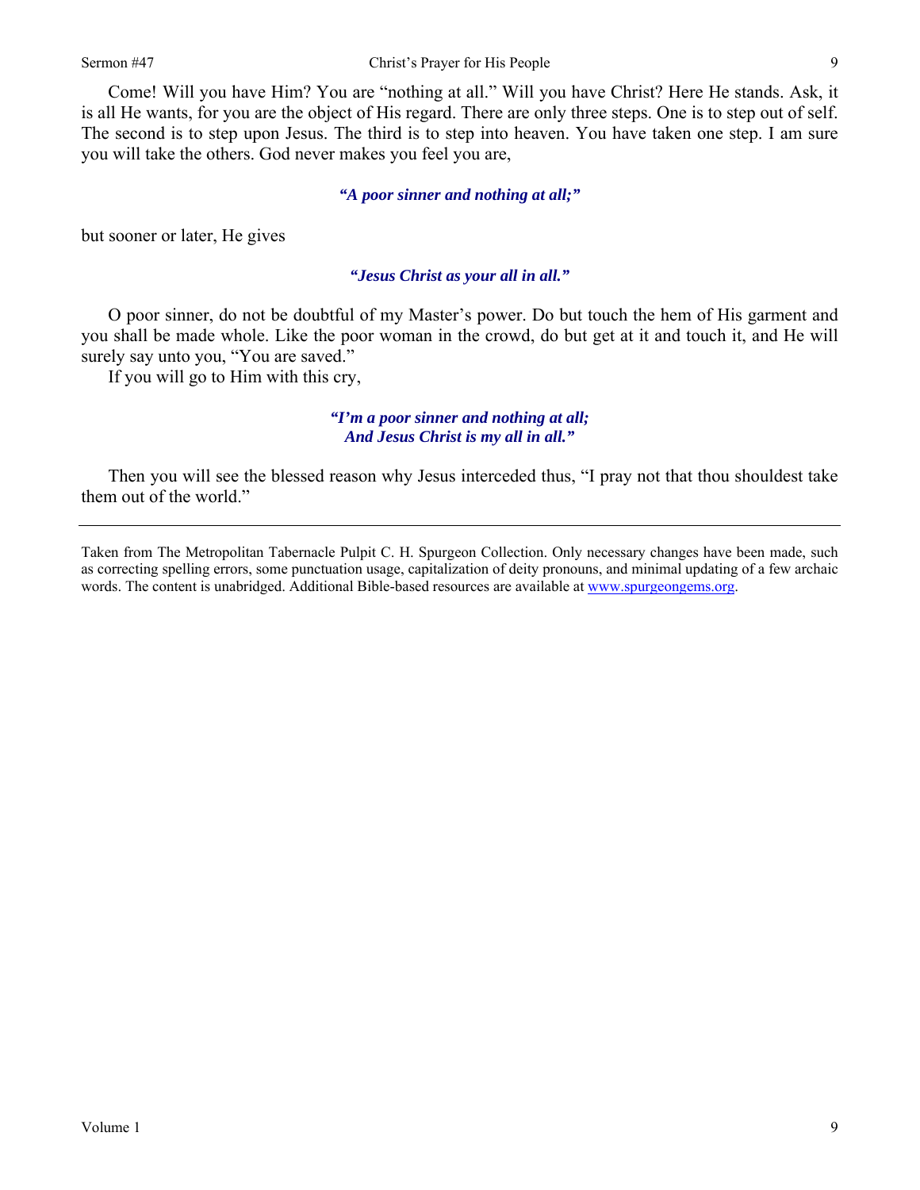Come! Will you have Him? You are "nothing at all." Will you have Christ? Here He stands. Ask, it is all He wants, for you are the object of His regard. There are only three steps. One is to step out of self. The second is to step upon Jesus. The third is to step into heaven. You have taken one step. I am sure you will take the others. God never makes you feel you are,

***"A poor sinner and nothing at all;"***

but sooner or later, He gives

***"Jesus Christ as your all in all."***

O poor sinner, do not be doubtful of my Master's power. Do but touch the hem of His garment and you shall be made whole. Like the poor woman in the crowd, do but get at it and touch it, and He will surely say unto you, "You are saved."

If you will go to Him with this cry,

***"I'm a poor sinner and nothing at all;***
***And Jesus Christ is my all in all."***

Then you will see the blessed reason why Jesus interceded thus, "I pray not that thou shouldest take them out of the world."

---

Taken from The Metropolitan Tabernacle Pulpit C. H. Spurgeon Collection. Only necessary changes have been made, such as correcting spelling errors, some punctuation usage, capitalization of deity pronouns, and minimal updating of a few archaic words. The content is unabridged. Additional Bible-based resources are available at www.spurgeongems.org.